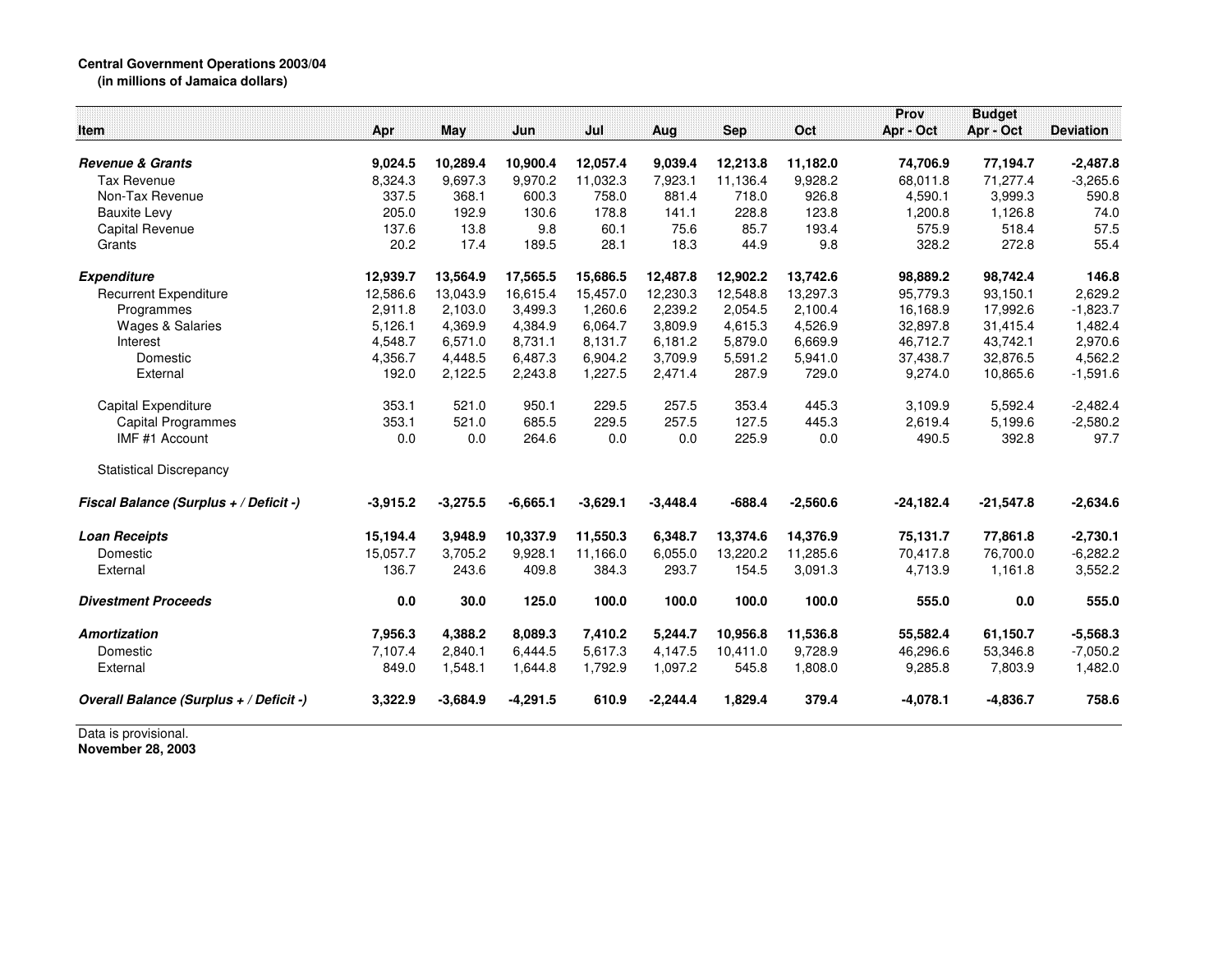**Central Government Operations 2003/04**
**(in millions of Jamaica dollars)**

| Item | Apr | May | Jun | Jul | Aug | Sep | Oct | Prov Apr - Oct | Budget Apr - Oct | Deviation |
|---|---|---|---|---|---|---|---|---|---|---|
| ***Revenue & Grants*** | **9,024.5** | **10,289.4** | **10,900.4** | **12,057.4** | **9,039.4** | **12,213.8** | **11,182.0** | **74,706.9** | **77,194.7** | **-2,487.8** |
| Tax Revenue | 8,324.3 | 9,697.3 | 9,970.2 | 11,032.3 | 7,923.1 | 11,136.4 | 9,928.2 | 68,011.8 | 71,277.4 | -3,265.6 |
| Non-Tax Revenue | 337.5 | 368.1 | 600.3 | 758.0 | 881.4 | 718.0 | 926.8 | 4,590.1 | 3,999.3 | 590.8 |
| Bauxite Levy | 205.0 | 192.9 | 130.6 | 178.8 | 141.1 | 228.8 | 123.8 | 1,200.8 | 1,126.8 | 74.0 |
| Capital Revenue | 137.6 | 13.8 | 9.8 | 60.1 | 75.6 | 85.7 | 193.4 | 575.9 | 518.4 | 57.5 |
| Grants | 20.2 | 17.4 | 189.5 | 28.1 | 18.3 | 44.9 | 9.8 | 328.2 | 272.8 | 55.4 |
| ***Expenditure*** | **12,939.7** | **13,564.9** | **17,565.5** | **15,686.5** | **12,487.8** | **12,902.2** | **13,742.6** | **98,889.2** | **98,742.4** | **146.8** |
| Recurrent Expenditure | 12,586.6 | 13,043.9 | 16,615.4 | 15,457.0 | 12,230.3 | 12,548.8 | 13,297.3 | 95,779.3 | 93,150.1 | 2,629.2 |
| Programmes | 2,911.8 | 2,103.0 | 3,499.3 | 1,260.6 | 2,239.2 | 2,054.5 | 2,100.4 | 16,168.9 | 17,992.6 | -1,823.7 |
| Wages & Salaries | 5,126.1 | 4,369.9 | 4,384.9 | 6,064.7 | 3,809.9 | 4,615.3 | 4,526.9 | 32,897.8 | 31,415.4 | 1,482.4 |
| Interest | 4,548.7 | 6,571.0 | 8,731.1 | 8,131.7 | 6,181.2 | 5,879.0 | 6,669.9 | 46,712.7 | 43,742.1 | 2,970.6 |
| Domestic | 4,356.7 | 4,448.5 | 6,487.3 | 6,904.2 | 3,709.9 | 5,591.2 | 5,941.0 | 37,438.7 | 32,876.5 | 4,562.2 |
| External | 192.0 | 2,122.5 | 2,243.8 | 1,227.5 | 2,471.4 | 287.9 | 729.0 | 9,274.0 | 10,865.6 | -1,591.6 |
| Capital Expenditure | 353.1 | 521.0 | 950.1 | 229.5 | 257.5 | 353.4 | 445.3 | 3,109.9 | 5,592.4 | -2,482.4 |
| Capital Programmes | 353.1 | 521.0 | 685.5 | 229.5 | 257.5 | 127.5 | 445.3 | 2,619.4 | 5,199.6 | -2,580.2 |
| IMF #1 Account | 0.0 | 0.0 | 264.6 | 0.0 | 0.0 | 225.9 | 0.0 | 490.5 | 392.8 | 97.7 |
| Statistical Discrepancy | | | | | | | | | | |
| ***Fiscal Balance (Surplus + / Deficit -)*** | **-3,915.2** | **-3,275.5** | **-6,665.1** | **-3,629.1** | **-3,448.4** | **-688.4** | **-2,560.6** | **-24,182.4** | **-21,547.8** | **-2,634.6** |
| ***Loan Receipts*** | **15,194.4** | **3,948.9** | **10,337.9** | **11,550.3** | **6,348.7** | **13,374.6** | **14,376.9** | **75,131.7** | **77,861.8** | **-2,730.1** |
| Domestic | 15,057.7 | 3,705.2 | 9,928.1 | 11,166.0 | 6,055.0 | 13,220.2 | 11,285.6 | 70,417.8 | 76,700.0 | -6,282.2 |
| External | 136.7 | 243.6 | 409.8 | 384.3 | 293.7 | 154.5 | 3,091.3 | 4,713.9 | 1,161.8 | 3,552.2 |
| ***Divestment Proceeds*** | **0.0** | **30.0** | **125.0** | **100.0** | **100.0** | **100.0** | **100.0** | **555.0** | **0.0** | **555.0** |
| ***Amortization*** | **7,956.3** | **4,388.2** | **8,089.3** | **7,410.2** | **5,244.7** | **10,956.8** | **11,536.8** | **55,582.4** | **61,150.7** | **-5,568.3** |
| Domestic | 7,107.4 | 2,840.1 | 6,444.5 | 5,617.3 | 4,147.5 | 10,411.0 | 9,728.9 | 46,296.6 | 53,346.8 | -7,050.2 |
| External | 849.0 | 1,548.1 | 1,644.8 | 1,792.9 | 1,097.2 | 545.8 | 1,808.0 | 9,285.8 | 7,803.9 | 1,482.0 |
| ***Overall Balance (Surplus + / Deficit -)*** | **3,322.9** | **-3,684.9** | **-4,291.5** | **610.9** | **-2,244.4** | **1,829.4** | **379.4** | **-4,078.1** | **-4,836.7** | **758.6** |

Data is provisional.
**November 28, 2003**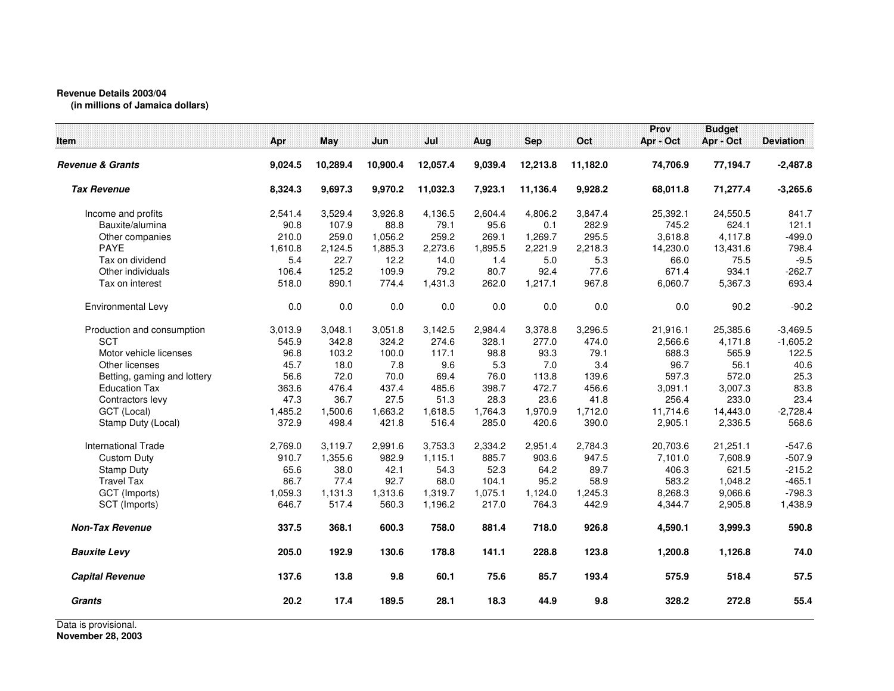**Revenue Details 2003/04**
**(in millions of Jamaica dollars)**

| Item | Apr | May | Jun | Jul | Aug | Sep | Oct | Prov Apr - Oct | Budget Apr - Oct | Deviation |
|---|---|---|---|---|---|---|---|---|---|---|
| ***Revenue & Grants*** | **9,024.5** | **10,289.4** | **10,900.4** | **12,057.4** | **9,039.4** | **12,213.8** | **11,182.0** | **74,706.9** | **77,194.7** | **-2,487.8** |
| ***Tax Revenue*** | **8,324.3** | **9,697.3** | **9,970.2** | **11,032.3** | **7,923.1** | **11,136.4** | **9,928.2** | **68,011.8** | **71,277.4** | **-3,265.6** |
| Income and profits | 2,541.4 | 3,529.4 | 3,926.8 | 4,136.5 | 2,604.4 | 4,806.2 | 3,847.4 | 25,392.1 | 24,550.5 | 841.7 |
| Bauxite/alumina | 90.8 | 107.9 | 88.8 | 79.1 | 95.6 | 0.1 | 282.9 | 745.2 | 624.1 | 121.1 |
| Other companies | 210.0 | 259.0 | 1,056.2 | 259.2 | 269.1 | 1,269.7 | 295.5 | 3,618.8 | 4,117.8 | -499.0 |
| PAYE | 1,610.8 | 2,124.5 | 1,885.3 | 2,273.6 | 1,895.5 | 2,221.9 | 2,218.3 | 14,230.0 | 13,431.6 | 798.4 |
| Tax on dividend | 5.4 | 22.7 | 12.2 | 14.0 | 1.4 | 5.0 | 5.3 | 66.0 | 75.5 | -9.5 |
| Other individuals | 106.4 | 125.2 | 109.9 | 79.2 | 80.7 | 92.4 | 77.6 | 671.4 | 934.1 | -262.7 |
| Tax on interest | 518.0 | 890.1 | 774.4 | 1,431.3 | 262.0 | 1,217.1 | 967.8 | 6,060.7 | 5,367.3 | 693.4 |
| Environmental Levy | 0.0 | 0.0 | 0.0 | 0.0 | 0.0 | 0.0 | 0.0 | 0.0 | 90.2 | -90.2 |
| Production and consumption | 3,013.9 | 3,048.1 | 3,051.8 | 3,142.5 | 2,984.4 | 3,378.8 | 3,296.5 | 21,916.1 | 25,385.6 | -3,469.5 |
| SCT | 545.9 | 342.8 | 324.2 | 274.6 | 328.1 | 277.0 | 474.0 | 2,566.6 | 4,171.8 | -1,605.2 |
| Motor vehicle licenses | 96.8 | 103.2 | 100.0 | 117.1 | 98.8 | 93.3 | 79.1 | 688.3 | 565.9 | 122.5 |
| Other licenses | 45.7 | 18.0 | 7.8 | 9.6 | 5.3 | 7.0 | 3.4 | 96.7 | 56.1 | 40.6 |
| Betting, gaming and lottery | 56.6 | 72.0 | 70.0 | 69.4 | 76.0 | 113.8 | 139.6 | 597.3 | 572.0 | 25.3 |
| Education Tax | 363.6 | 476.4 | 437.4 | 485.6 | 398.7 | 472.7 | 456.6 | 3,091.1 | 3,007.3 | 83.8 |
| Contractors levy | 47.3 | 36.7 | 27.5 | 51.3 | 28.3 | 23.6 | 41.8 | 256.4 | 233.0 | 23.4 |
| GCT (Local) | 1,485.2 | 1,500.6 | 1,663.2 | 1,618.5 | 1,764.3 | 1,970.9 | 1,712.0 | 11,714.6 | 14,443.0 | -2,728.4 |
| Stamp Duty (Local) | 372.9 | 498.4 | 421.8 | 516.4 | 285.0 | 420.6 | 390.0 | 2,905.1 | 2,336.5 | 568.6 |
| International Trade | 2,769.0 | 3,119.7 | 2,991.6 | 3,753.3 | 2,334.2 | 2,951.4 | 2,784.3 | 20,703.6 | 21,251.1 | -547.6 |
| Custom Duty | 910.7 | 1,355.6 | 982.9 | 1,115.1 | 885.7 | 903.6 | 947.5 | 7,101.0 | 7,608.9 | -507.9 |
| Stamp Duty | 65.6 | 38.0 | 42.1 | 54.3 | 52.3 | 64.2 | 89.7 | 406.3 | 621.5 | -215.2 |
| Travel Tax | 86.7 | 77.4 | 92.7 | 68.0 | 104.1 | 95.2 | 58.9 | 583.2 | 1,048.2 | -465.1 |
| GCT (Imports) | 1,059.3 | 1,131.3 | 1,313.6 | 1,319.7 | 1,075.1 | 1,124.0 | 1,245.3 | 8,268.3 | 9,066.6 | -798.3 |
| SCT (Imports) | 646.7 | 517.4 | 560.3 | 1,196.2 | 217.0 | 764.3 | 442.9 | 4,344.7 | 2,905.8 | 1,438.9 |
| ***Non-Tax Revenue*** | **337.5** | **368.1** | **600.3** | **758.0** | **881.4** | **718.0** | **926.8** | **4,590.1** | **3,999.3** | **590.8** |
| ***Bauxite Levy*** | **205.0** | **192.9** | **130.6** | **178.8** | **141.1** | **228.8** | **123.8** | **1,200.8** | **1,126.8** | **74.0** |
| ***Capital Revenue*** | **137.6** | **13.8** | **9.8** | **60.1** | **75.6** | **85.7** | **193.4** | **575.9** | **518.4** | **57.5** |
| ***Grants*** | **20.2** | **17.4** | **189.5** | **28.1** | **18.3** | **44.9** | **9.8** | **328.2** | **272.8** | **55.4** |

Data is provisional.
**November 28, 2003**